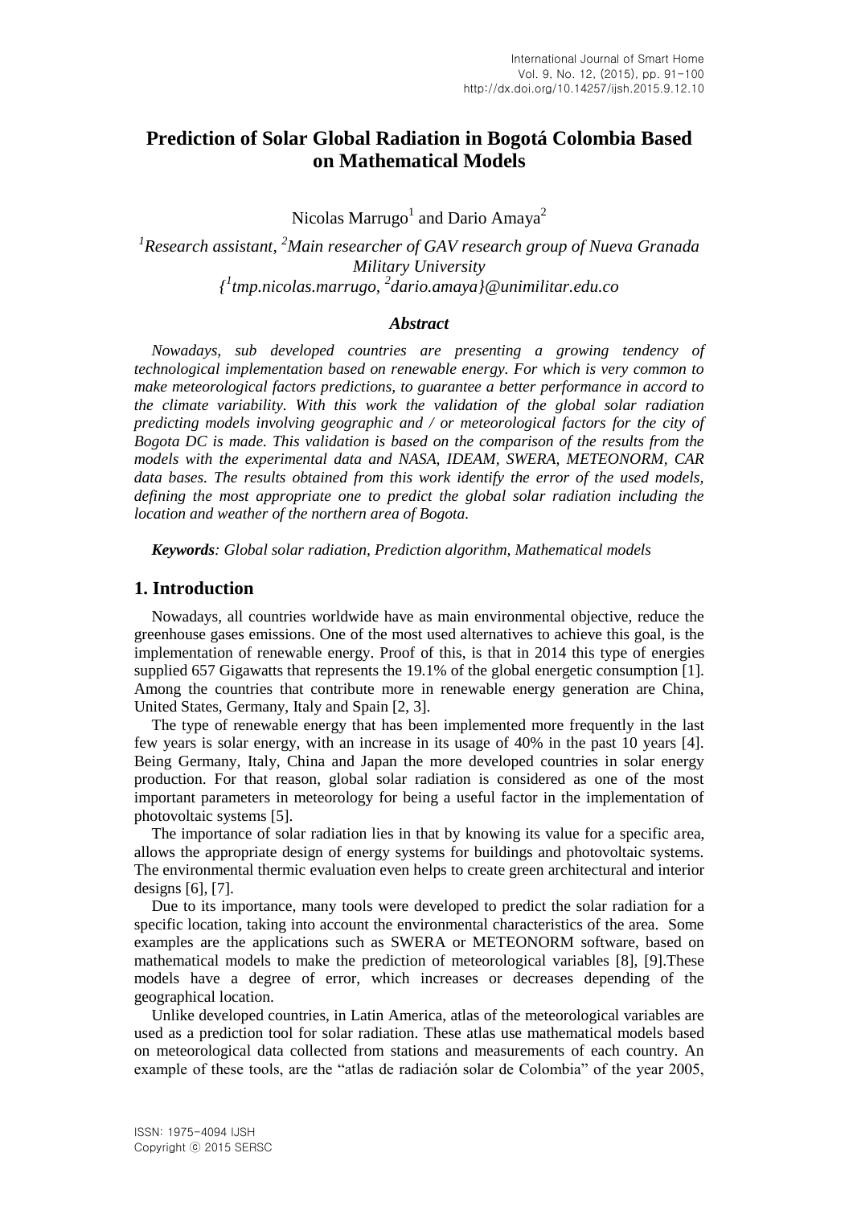# Prediction of Solar Global Radiation in Bogotá Colombia Based on Mathematical Models

Nicolas Marrugo[1] and Dario Amaya[2]

*[1]Research assistant, [2]Main researcher of GAV research group of Nueva Granada Military University*
*{[1]tmp.nicolas.marrugo, [2]dario.amaya}@unimilitar.edu.co*

### *Abstract*

*Nowadays, sub developed countries are presenting a growing tendency of technological implementation based on renewable energy. For which is very common to make meteorological factors predictions, to guarantee a better performance in accord to the climate variability. With this work the validation of the global solar radiation predicting models involving geographic and / or meteorological factors for the city of Bogota DC is made. This validation is based on the comparison of the results from the models with the experimental data and NASA, IDEAM, SWERA, METEONORM, CAR data bases. The results obtained from this work identify the error of the used models, defining the most appropriate one to predict the global solar radiation including the location and weather of the northern area of Bogota.*

***Keywords****: Global solar radiation, Prediction algorithm, Mathematical models*

## 1. Introduction

Nowadays, all countries worldwide have as main environmental objective, reduce the greenhouse gases emissions. One of the most used alternatives to achieve this goal, is the implementation of renewable energy. Proof of this, is that in 2014 this type of energies supplied 657 Gigawatts that represents the 19.1% of the global energetic consumption [1]. Among the countries that contribute more in renewable energy generation are China, United States, Germany, Italy and Spain [2, 3].

The type of renewable energy that has been implemented more frequently in the last few years is solar energy, with an increase in its usage of 40% in the past 10 years [4]. Being Germany, Italy, China and Japan the more developed countries in solar energy production. For that reason, global solar radiation is considered as one of the most important parameters in meteorology for being a useful factor in the implementation of photovoltaic systems [5].

The importance of solar radiation lies in that by knowing its value for a specific area, allows the appropriate design of energy systems for buildings and photovoltaic systems. The environmental thermic evaluation even helps to create green architectural and interior designs [6], [7].

Due to its importance, many tools were developed to predict the solar radiation for a specific location, taking into account the environmental characteristics of the area. Some examples are the applications such as SWERA or METEONORM software, based on mathematical models to make the prediction of meteorological variables [8], [9].These models have a degree of error, which increases or decreases depending of the geographical location.

Unlike developed countries, in Latin America, atlas of the meteorological variables are used as a prediction tool for solar radiation. These atlas use mathematical models based on meteorological data collected from stations and measurements of each country. An example of these tools, are the "atlas de radiación solar de Colombia" of the year 2005,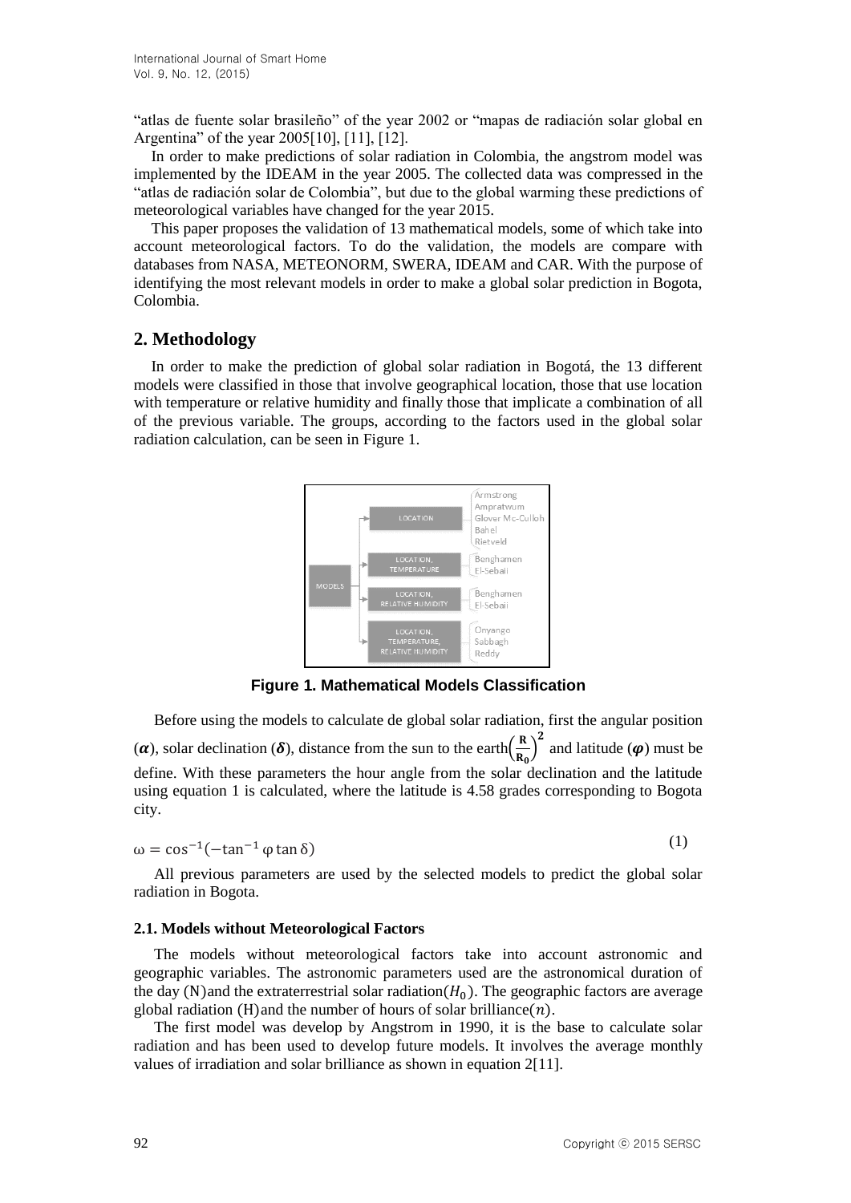"atlas de fuente solar brasileño" of the year 2002 or "mapas de radiación solar global en Argentina" of the year 2005[10], [11], [12].

In order to make predictions of solar radiation in Colombia, the angstrom model was implemented by the IDEAM in the year 2005. The collected data was compressed in the "atlas de radiación solar de Colombia", but due to the global warming these predictions of meteorological variables have changed for the year 2015.

This paper proposes the validation of 13 mathematical models, some of which take into account meteorological factors. To do the validation, the models are compare with databases from NASA, METEONORM, SWERA, IDEAM and CAR. With the purpose of identifying the most relevant models in order to make a global solar prediction in Bogota, Colombia.

## 2. Methodology

In order to make the prediction of global solar radiation in Bogotá, the 13 different models were classified in those that involve geographical location, those that use location with temperature or relative humidity and finally those that implicate a combination of all of the previous variable. The groups, according to the factors used in the global solar radiation calculation, can be seen in Figure 1.

**Figure 1. Mathematical Models Classification**

Before using the models to calculate de global solar radiation, first the angular position ($\boldsymbol{\alpha}$), solar declination ($\boldsymbol{\delta}$), distance from the sun to the earth$\left(\frac{\mathbf{R}}{\mathbf{R_0}}\right)^{\mathbf{2}}$ and latitude ($\boldsymbol{\varphi}$) must be define. With these parameters the hour angle from the solar declination and the latitude using equation 1 is calculated, where the latitude is 4.58 grades corresponding to Bogota city.

$$\omega = \cos^{-1}(-\tan^{-1}\varphi \tan\delta) \tag{1}$$

All previous parameters are used by the selected models to predict the global solar radiation in Bogota.

### 2.1. Models without Meteorological Factors

The models without meteorological factors take into account astronomic and geographic variables. The astronomic parameters used are the astronomical duration of the day (N)and the extraterrestrial solar radiation($H_0$). The geographic factors are average global radiation (H)and the number of hours of solar brilliance($n$).

The first model was develop by Angstrom in 1990, it is the base to calculate solar radiation and has been used to develop future models. It involves the average monthly values of irradiation and solar brilliance as shown in equation 2[11].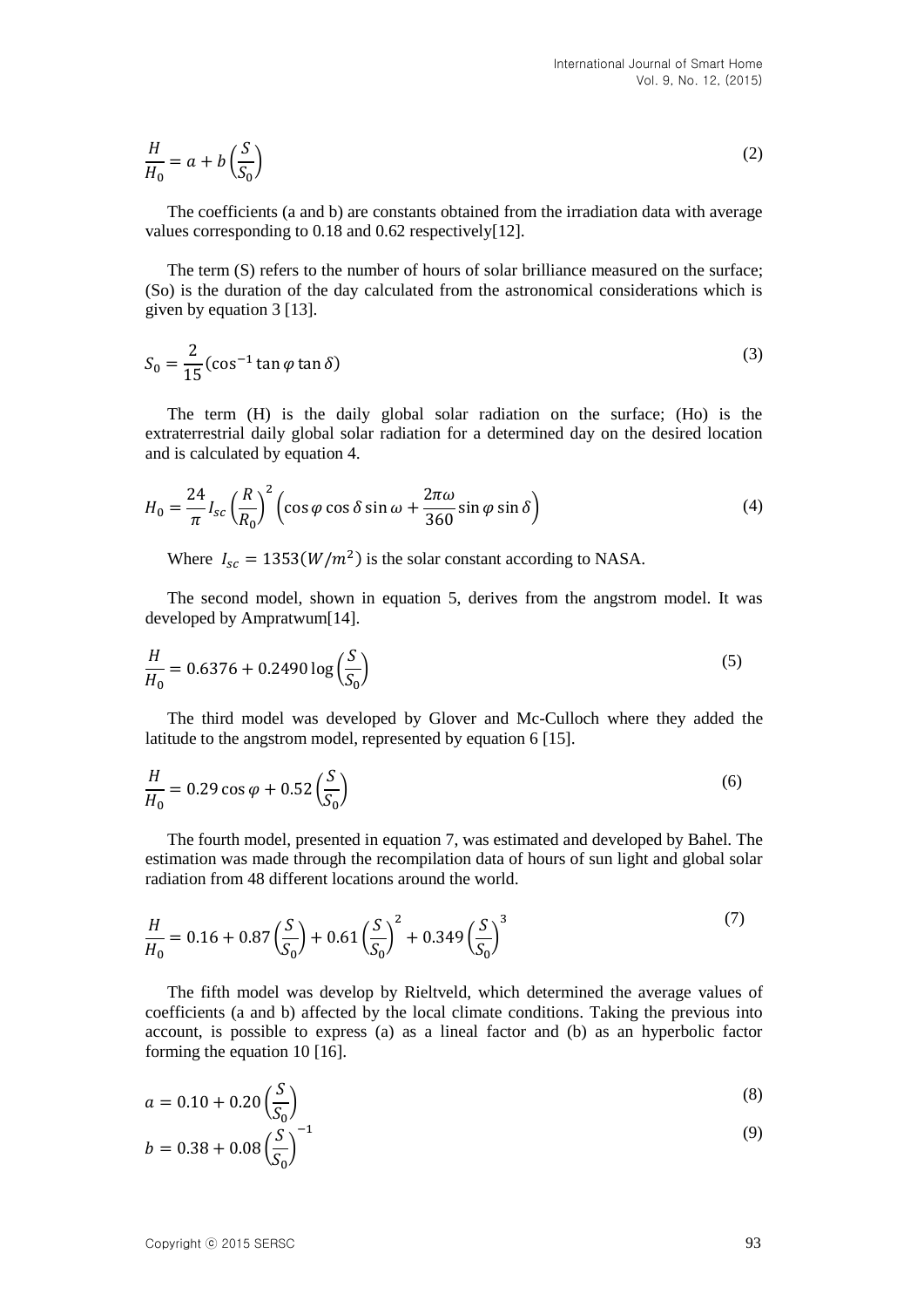$$\frac{H}{H_0} = a + b\left(\frac{S}{S_0}\right) \tag{2}$$

The coefficients (a and b) are constants obtained from the irradiation data with average values corresponding to 0.18 and 0.62 respectively[12].

The term (S) refers to the number of hours of solar brilliance measured on the surface; (So) is the duration of the day calculated from the astronomical considerations which is given by equation 3 [13].

$$S_0 = \frac{2}{15}\left(\cos^{-1}\tan\varphi\tan\delta\right) \tag{3}$$

The term (H) is the daily global solar radiation on the surface; (Ho) is the extraterrestrial daily global solar radiation for a determined day on the desired location and is calculated by equation 4.

$$H_0 = \frac{24}{\pi} I_{sc}\left(\frac{R}{R_0}\right)^2\left(\cos\varphi\cos\delta\sin\omega + \frac{2\pi\omega}{360}\sin\varphi\sin\delta\right) \tag{4}$$

Where $I_{sc} = 1353(W/m^2)$ is the solar constant according to NASA.

The second model, shown in equation 5, derives from the angstrom model. It was developed by Ampratwum[14].

$$\frac{H}{H_0} = 0.6376 + 0.2490\log\left(\frac{S}{S_0}\right) \tag{5}$$

The third model was developed by Glover and Mc-Culloch where they added the latitude to the angstrom model, represented by equation 6 [15].

$$\frac{H}{H_0} = 0.29\cos\varphi + 0.52\left(\frac{S}{S_0}\right) \tag{6}$$

The fourth model, presented in equation 7, was estimated and developed by Bahel. The estimation was made through the recompilation data of hours of sun light and global solar radiation from 48 different locations around the world.

$$\frac{H}{H_0} = 0.16 + 0.87\left(\frac{S}{S_0}\right) + 0.61\left(\frac{S}{S_0}\right)^2 + 0.349\left(\frac{S}{S_0}\right)^3 \tag{7}$$

The fifth model was develop by Rieltveld, which determined the average values of coefficients (a and b) affected by the local climate conditions. Taking the previous into account, is possible to express (a) as a lineal factor and (b) as an hyperbolic factor forming the equation 10 [16].

$$a = 0.10 + 0.20\left(\frac{S}{S_0}\right) \tag{8}$$

$$b = 0.38 + 0.08\left(\frac{S}{S_0}\right)^{-1} \tag{9}$$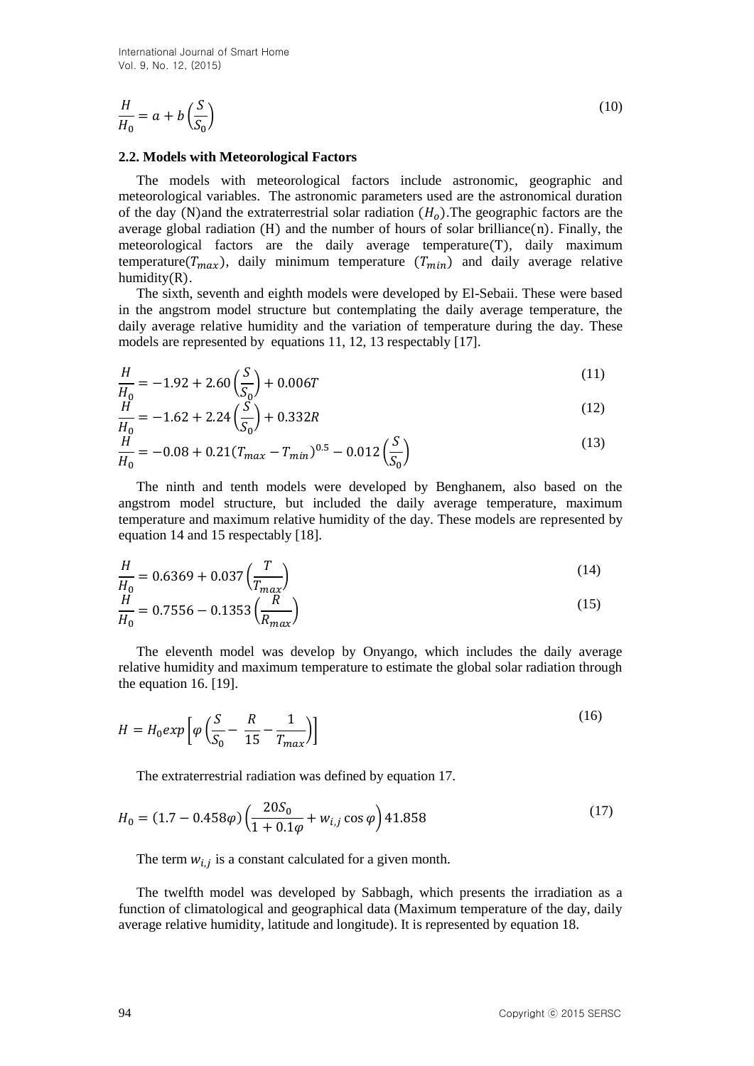$$\frac{H}{H_0} = a + b\left(\frac{S}{S_0}\right) \tag{10}$$

### 2.2. Models with Meteorological Factors

The models with meteorological factors include astronomic, geographic and meteorological variables. The astronomic parameters used are the astronomical duration of the day (N)and the extraterrestrial solar radiation ($H_o$).The geographic factors are the average global radiation (H) and the number of hours of solar brilliance(n). Finally, the meteorological factors are the daily average temperature(T), daily maximum temperature($T_{max}$), daily minimum temperature ($T_{min}$) and daily average relative humidity(R).

The sixth, seventh and eighth models were developed by El-Sebaii. These were based in the angstrom model structure but contemplating the daily average temperature, the daily average relative humidity and the variation of temperature during the day. These models are represented by equations 11, 12, 13 respectably [17].

$$\frac{H}{H_0} = -1.92 + 2.60\left(\frac{S}{S_0}\right) + 0.006T \tag{11}$$

$$\frac{H}{H_0} = -1.62 + 2.24\left(\frac{S}{S_0}\right) + 0.332R \tag{12}$$

$$\frac{H}{H_0} = -0.08 + 0.21(T_{max} - T_{min})^{0.5} - 0.012\left(\frac{S}{S_0}\right) \tag{13}$$

The ninth and tenth models were developed by Benghanem, also based on the angstrom model structure, but included the daily average temperature, maximum temperature and maximum relative humidity of the day. These models are represented by equation 14 and 15 respectably [18].

$$\frac{H}{H_0} = 0.6369 + 0.037\left(\frac{T}{T_{max}}\right) \tag{14}$$

$$\frac{H}{H_0} = 0.7556 - 0.1353\left(\frac{R}{R_{max}}\right) \tag{15}$$

The eleventh model was develop by Onyango, which includes the daily average relative humidity and maximum temperature to estimate the global solar radiation through the equation 16. [19].

$$H = H_0 exp\left[\varphi\left(\frac{S}{S_0} - \frac{R}{15} - \frac{1}{T_{max}}\right)\right] \tag{16}$$

The extraterrestrial radiation was defined by equation 17.

$$H_0 = (1.7 - 0.458\varphi)\left(\frac{20S_0}{1 + 0.1\varphi} + w_{i,j}\cos\varphi\right)41.858 \tag{17}$$

The term $w_{i,j}$ is a constant calculated for a given month.

The twelfth model was developed by Sabbagh, which presents the irradiation as a function of climatological and geographical data (Maximum temperature of the day, daily average relative humidity, latitude and longitude). It is represented by equation 18.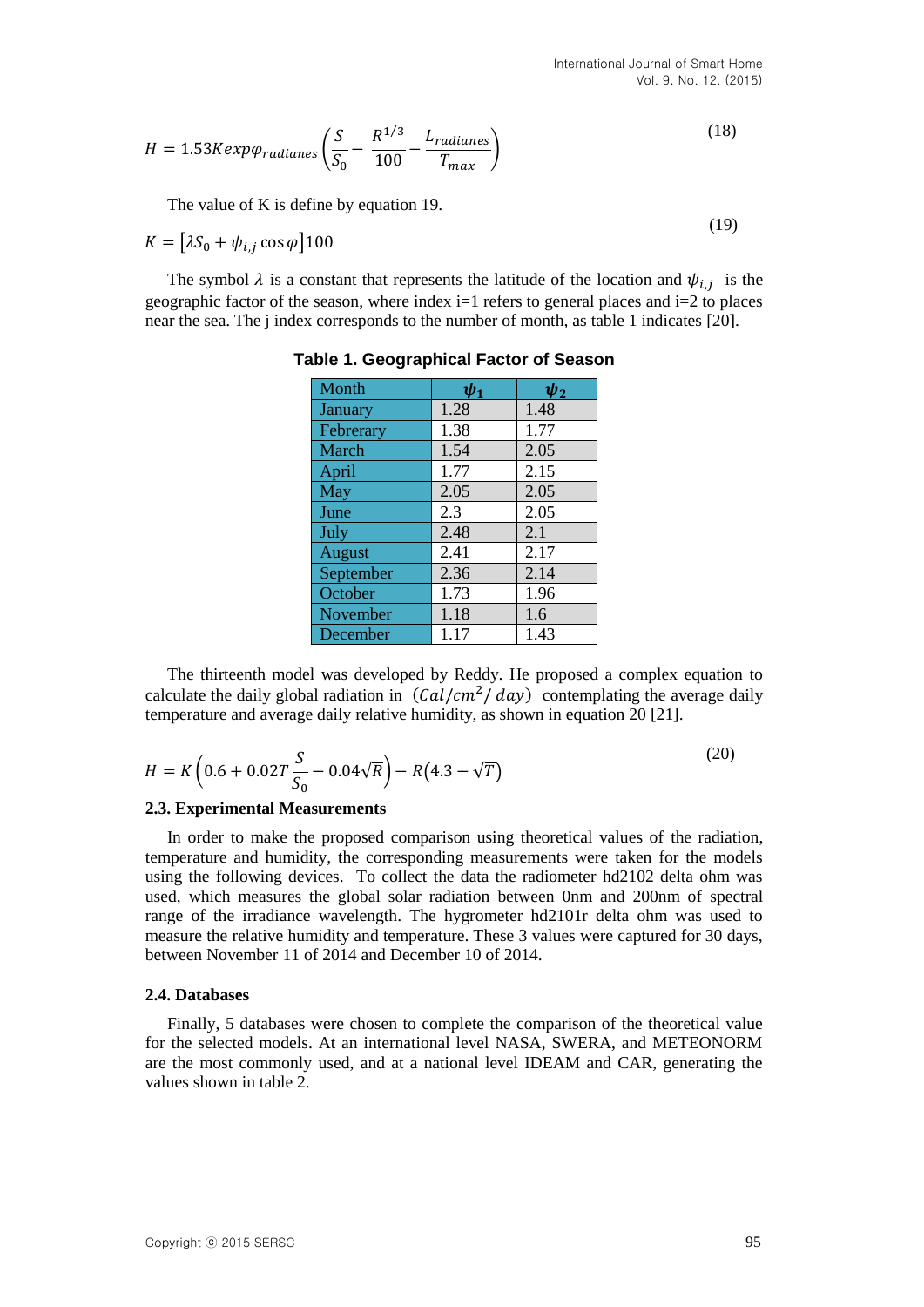$$H = 1.53K exp\varphi_{radianes}\left(\frac{S}{S_0} - \frac{R^{1/3}}{100} - \frac{L_{radianes}}{T_{max}}\right) \tag{18}$$

The value of K is define by equation 19.

$$K = [\lambda S_0 + \psi_{i,j}\cos\varphi]100 \tag{19}$$

The symbol $\lambda$ is a constant that represents the latitude of the location and $\psi_{i,j}$ is the geographic factor of the season, where index i=1 refers to general places and i=2 to places near the sea. The j index corresponds to the number of month, as table 1 indicates [20].

**Table 1. Geographical Factor of Season**

| Month | $\psi_1$ | $\psi_2$ |
|---|---|---|
| January | 1.28 | 1.48 |
| Feberary | 1.38 | 1.77 |
| March | 1.54 | 2.05 |
| April | 1.77 | 2.15 |
| May | 2.05 | 2.05 |
| June | 2.3 | 2.05 |
| July | 2.48 | 2.1 |
| August | 2.41 | 2.17 |
| September | 2.36 | 2.14 |
| October | 1.73 | 1.96 |
| November | 1.18 | 1.6 |
| December | 1.17 | 1.43 |

The thirteenth model was developed by Reddy. He proposed a complex equation to calculate the daily global radiation in $(Cal/cm^2/\ day)$ contemplating the average daily temperature and average daily relative humidity, as shown in equation 20 [21].

$$H = K\left(0.6 + 0.02T\frac{S}{S_0} - 0.04\sqrt{R}\right) - R\left(4.3 - \sqrt{T}\right) \tag{20}$$

### 2.3. Experimental Measurements

In order to make the proposed comparison using theoretical values of the radiation, temperature and humidity, the corresponding measurements were taken for the models using the following devices. To collect the data the radiometer hd2102 delta ohm was used, which measures the global solar radiation between 0nm and 200nm of spectral range of the irradiance wavelength. The hygrometer hd2101r delta ohm was used to measure the relative humidity and temperature. These 3 values were captured for 30 days, between November 11 of 2014 and December 10 of 2014.

### 2.4. Databases

Finally, 5 databases were chosen to complete the comparison of the theoretical value for the selected models. At an international level NASA, SWERA, and METEONORM are the most commonly used, and at a national level IDEAM and CAR, generating the values shown in table 2.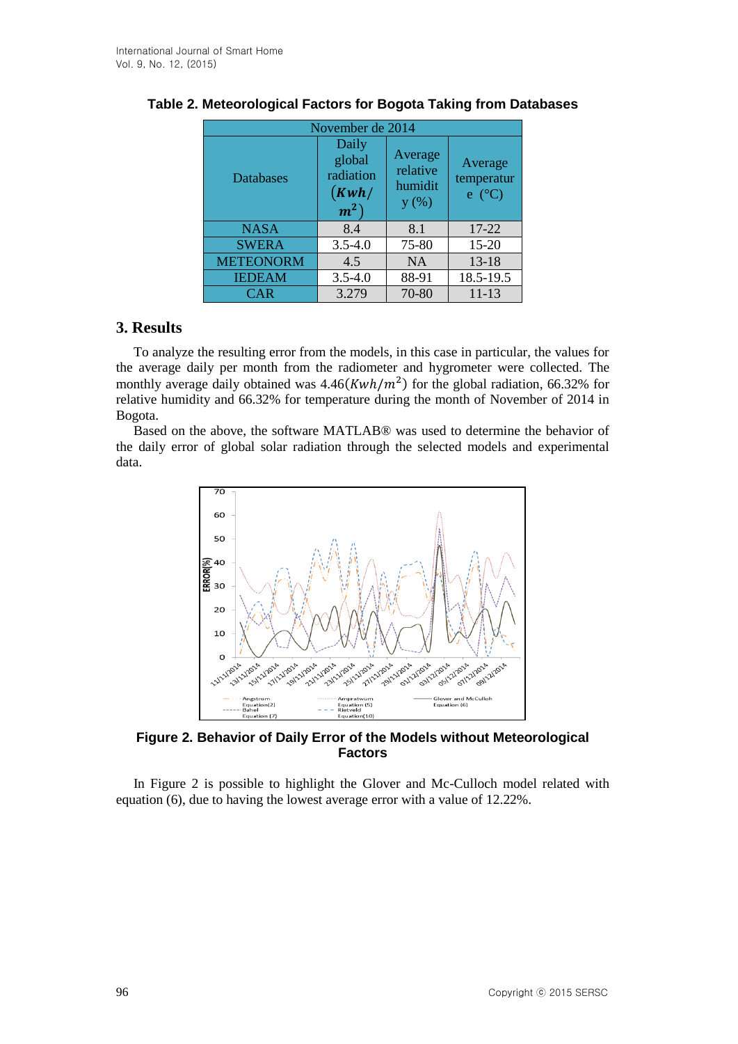**Table 2. Meteorological Factors for Bogota Taking from Databases**

| November de 2014 | | | |
|---|---|---|---|
| Databases | Daily global radiation $(Kwh/m^2)$ | Average relative humidity (%) | Average temperature (°C) |
| NASA | 8.4 | 8.1 | 17-22 |
| SWERA | 3.5-4.0 | 75-80 | 15-20 |
| METEONORM | 4.5 | NA | 13-18 |
| IEDEAM | 3.5-4.0 | 88-91 | 18.5-19.5 |
| CAR | 3.279 | 70-80 | 11-13 |

## 3. Results

To analyze the resulting error from the models, in this case in particular, the values for the average daily per month from the radiometer and hygrometer were collected. The monthly average daily obtained was 4.46$(Kwh/m^2)$ for the global radiation, 66.32% for relative humidity and 66.32% for temperature during the month of November of 2014 in Bogota.

Based on the above, the software MATLAB® was used to determine the behavior of the daily error of global solar radiation through the selected models and experimental data.

**Figure 2. Behavior of Daily Error of the Models without Meteorological Factors**

In Figure 2 is possible to highlight the Glover and Mc-Culloch model related with equation (6), due to having the lowest average error with a value of 12.22%.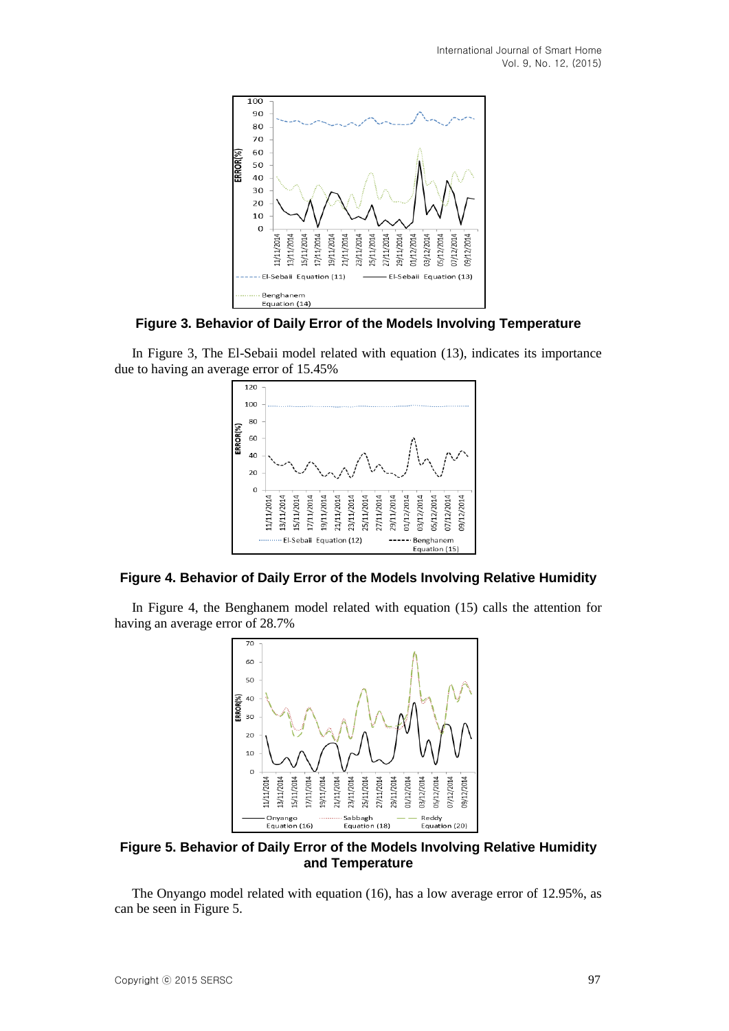**Figure 3. Behavior of Daily Error of the Models Involving Temperature**

In Figure 3, The El-Sebaii model related with equation (13), indicates its importance due to having an average error of 15.45%

**Figure 4. Behavior of Daily Error of the Models Involving Relative Humidity**

In Figure 4, the Benghanem model related with equation (15) calls the attention for having an average error of 28.7%

**Figure 5. Behavior of Daily Error of the Models Involving Relative Humidity and Temperature**

The Onyango model related with equation (16), has a low average error of 12.95%, as can be seen in Figure 5.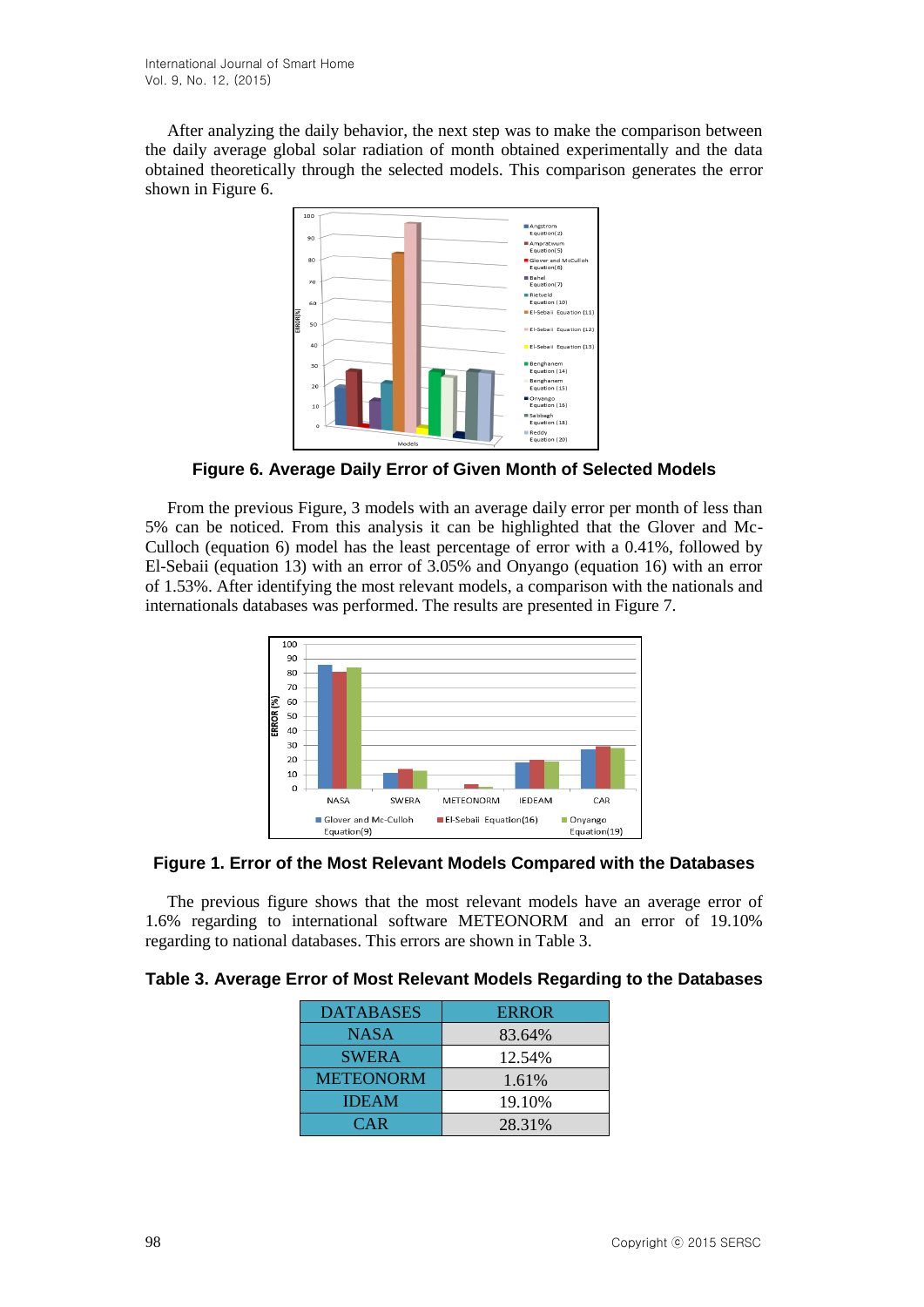After analyzing the daily behavior, the next step was to make the comparison between the daily average global solar radiation of month obtained experimentally and the data obtained theoretically through the selected models. This comparison generates the error shown in Figure 6.

**Figure 6. Average Daily Error of Given Month of Selected Models**

From the previous Figure, 3 models with an average daily error per month of less than 5% can be noticed. From this analysis it can be highlighted that the Glover and Mc-Culloch (equation 6) model has the least percentage of error with a 0.41%, followed by El-Sebaii (equation 13) with an error of 3.05% and Onyango (equation 16) with an error of 1.53%. After identifying the most relevant models, a comparison with the nationals and internationals databases was performed. The results are presented in Figure 7.

**Figure 1. Error of the Most Relevant Models Compared with the Databases**

The previous figure shows that the most relevant models have an average error of 1.6% regarding to international software METEONORM and an error of 19.10% regarding to national databases. This errors are shown in Table 3.

**Table 3. Average Error of Most Relevant Models Regarding to the Databases**

| DATABASES | ERROR |
|---|---|
| NASA | 83.64% |
| SWERA | 12.54% |
| METEONORM | 1.61% |
| IDEAM | 19.10% |
| CAR | 28.31% |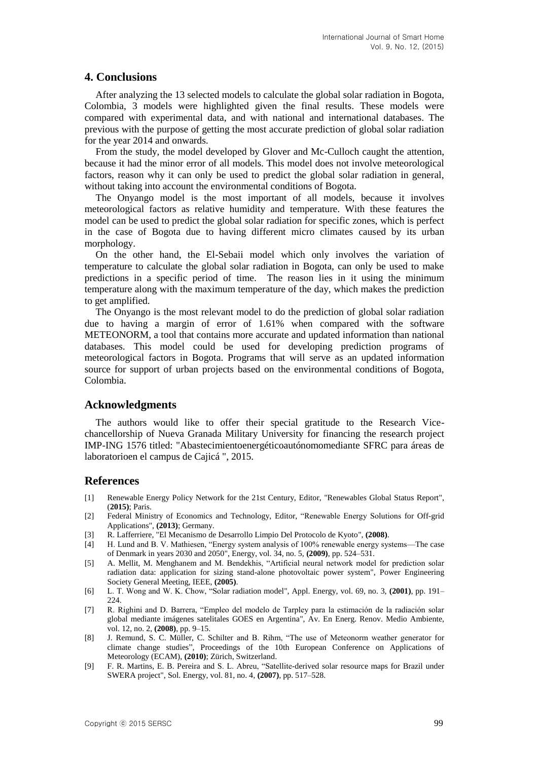## 4. Conclusions

After analyzing the 13 selected models to calculate the global solar radiation in Bogota, Colombia, 3 models were highlighted given the final results. These models were compared with experimental data, and with national and international databases. The previous with the purpose of getting the most accurate prediction of global solar radiation for the year 2014 and onwards.

From the study, the model developed by Glover and Mc-Culloch caught the attention, because it had the minor error of all models. This model does not involve meteorological factors, reason why it can only be used to predict the global solar radiation in general, without taking into account the environmental conditions of Bogota.

The Onyango model is the most important of all models, because it involves meteorological factors as relative humidity and temperature. With these features the model can be used to predict the global solar radiation for specific zones, which is perfect in the case of Bogota due to having different micro climates caused by its urban morphology.

On the other hand, the El-Sebaii model which only involves the variation of temperature to calculate the global solar radiation in Bogota, can only be used to make predictions in a specific period of time. The reason lies in it using the minimum temperature along with the maximum temperature of the day, which makes the prediction to get amplified.

The Onyango is the most relevant model to do the prediction of global solar radiation due to having a margin of error of 1.61% when compared with the software METEONORM, a tool that contains more accurate and updated information than national databases. This model could be used for developing prediction programs of meteorological factors in Bogota. Programs that will serve as an updated information source for support of urban projects based on the environmental conditions of Bogota, Colombia.

## Acknowledgments

The authors would like to offer their special gratitude to the Research Vice-chancellorship of Nueva Granada Military University for financing the research project IMP-ING 1576 titled: "Abastecimientoenergéticoautónomomediante SFRC para áreas de laboratorioen el campus de Cajicá ", 2015.

## References

[1] Renewable Energy Policy Network for the 21st Century, Editor, "Renewables Global Status Report", (**2015)**; Paris.

[2] Federal Ministry of Economics and Technology, Editor, "Renewable Energy Solutions for Off-grid Applications", **(2013)**; Germany.

[3] R. Lafferriere, "El Mecanismo de Desarrollo Limpio Del Protocolo de Kyoto", **(2008)**.

[4] H. Lund and B. V. Mathiesen, "Energy system analysis of 100% renewable energy systems—The case of Denmark in years 2030 and 2050", Energy, vol. 34, no. 5, **(2009)**, pp. 524–531.

[5] A. Mellit, M. Menghanem and M. Bendekhis, "Artificial neural network model for prediction solar radiation data: application for sizing stand-alone photovoltaic power system", Power Engineering Society General Meeting, IEEE, **(2005)**.

[6] L. T. Wong and W. K. Chow, "Solar radiation model", Appl. Energy, vol. 69, no. 3, **(2001)**, pp. 191–224.

[7] R. Righini and D. Barrera, "Empleo del modelo de Tarpley para la estimación de la radiación solar global mediante imágenes satelitales GOES en Argentina", Av. En Energ. Renov. Medio Ambiente, vol. 12, no. 2, **(2008)**, pp. 9–15.

[8] J. Remund, S. C. Müller, C. Schilter and B. Rihm, "The use of Meteonorm weather generator for climate change studies", Proceedings of the 10th European Conference on Applications of Meteorology (ECAM), **(2010)**; Zürich, Switzerland.

[9] F. R. Martins, E. B. Pereira and S. L. Abreu, "Satellite-derived solar resource maps for Brazil under SWERA project", Sol. Energy, vol. 81, no. 4, **(2007)**, pp. 517–528.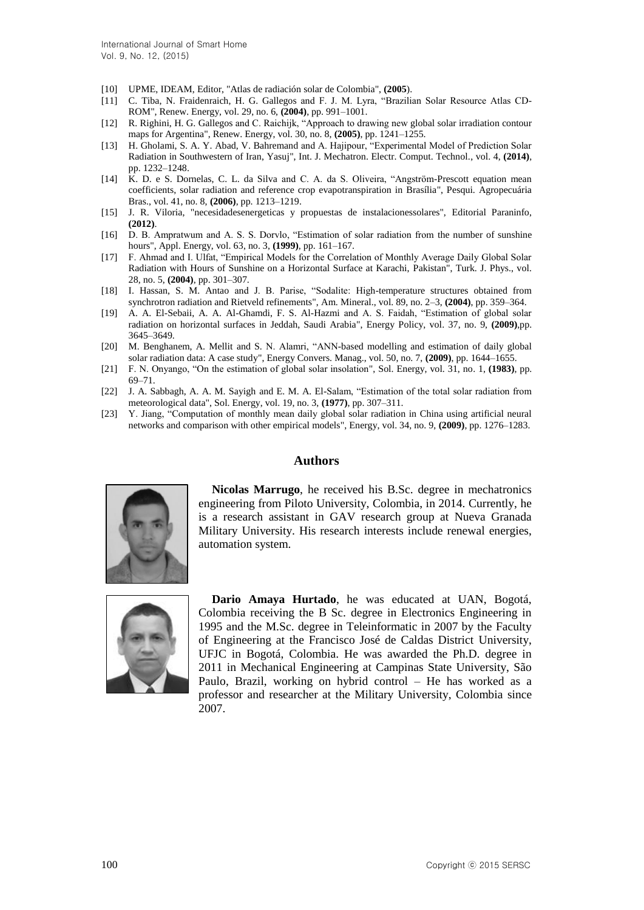[10] UPME, IDEAM, Editor, "Atlas de radiación solar de Colombia", **(2005**).

[11] C. Tiba, N. Fraidenraich, H. G. Gallegos and F. J. M. Lyra, "Brazilian Solar Resource Atlas CD-ROM", Renew. Energy, vol. 29, no. 6, **(2004)**, pp. 991–1001.

[12] R. Righini, H. G. Gallegos and C. Raichijk, "Approach to drawing new global solar irradiation contour maps for Argentina", Renew. Energy, vol. 30, no. 8, **(2005)**, pp. 1241–1255.

[13] H. Gholami, S. A. Y. Abad, V. Bahremand and A. Hajipour, "Experimental Model of Prediction Solar Radiation in Southwestern of Iran, Yasuj", Int. J. Mechatron. Electr. Comput. Technol., vol. 4, **(2014)**, pp. 1232–1248.

[14] K. D. e S. Dornelas, C. L. da Silva and C. A. da S. Oliveira, "Angström-Prescott equation mean coefficients, solar radiation and reference crop evapotranspiration in Brasília", Pesqui. Agropecuária Bras., vol. 41, no. 8, **(2006)**, pp. 1213–1219.

[15] J. R. Viloria, "necesidadesenergeticas y propuestas de instalacionessolares", Editorial Paraninfo, **(2012)**.

[16] D. B. Ampratwum and A. S. S. Dorvlo, "Estimation of solar radiation from the number of sunshine hours", Appl. Energy, vol. 63, no. 3, **(1999)**, pp. 161–167.

[17] F. Ahmad and I. Ulfat, "Empirical Models for the Correlation of Monthly Average Daily Global Solar Radiation with Hours of Sunshine on a Horizontal Surface at Karachi, Pakistan", Turk. J. Phys., vol. 28, no. 5, **(2004)**, pp. 301–307.

[18] I. Hassan, S. M. Antao and J. B. Parise, "Sodalite: High-temperature structures obtained from synchrotron radiation and Rietveld refinements", Am. Mineral., vol. 89, no. 2–3, **(2004)**, pp. 359–364.

[19] A. A. El-Sebaii, A. A. Al-Ghamdi, F. S. Al-Hazmi and A. S. Faidah, "Estimation of global solar radiation on horizontal surfaces in Jeddah, Saudi Arabia", Energy Policy, vol. 37, no. 9, **(2009)**,pp. 3645–3649.

[20] M. Benghanem, A. Mellit and S. N. Alamri, "ANN-based modelling and estimation of daily global solar radiation data: A case study", Energy Convers. Manag., vol. 50, no. 7, **(2009)**, pp. 1644–1655.

[21] F. N. Onyango, "On the estimation of global solar insolation", Sol. Energy, vol. 31, no. 1, **(1983)**, pp. 69–71.

[22] J. A. Sabbagh, A. A. M. Sayigh and E. M. A. El-Salam, "Estimation of the total solar radiation from meteorological data", Sol. Energy, vol. 19, no. 3, **(1977)**, pp. 307–311.

[23] Y. Jiang, "Computation of monthly mean daily global solar radiation in China using artificial neural networks and comparison with other empirical models", Energy, vol. 34, no. 9, **(2009)**, pp. 1276–1283.

## Authors

**Nicolas Marrugo**, he received his B.Sc. degree in mechatronics engineering from Piloto University, Colombia, in 2014. Currently, he is a research assistant in GAV research group at Nueva Granada Military University. His research interests include renewal energies, automation system.

**Dario Amaya Hurtado**, he was educated at UAN, Bogotá, Colombia receiving the B Sc. degree in Electronics Engineering in 1995 and the M.Sc. degree in Teleinformatic in 2007 by the Faculty of Engineering at the Francisco José de Caldas District University, UFJC in Bogotá, Colombia. He was awarded the Ph.D. degree in 2011 in Mechanical Engineering at Campinas State University, São Paulo, Brazil, working on hybrid control – He has worked as a professor and researcher at the Military University, Colombia since 2007.